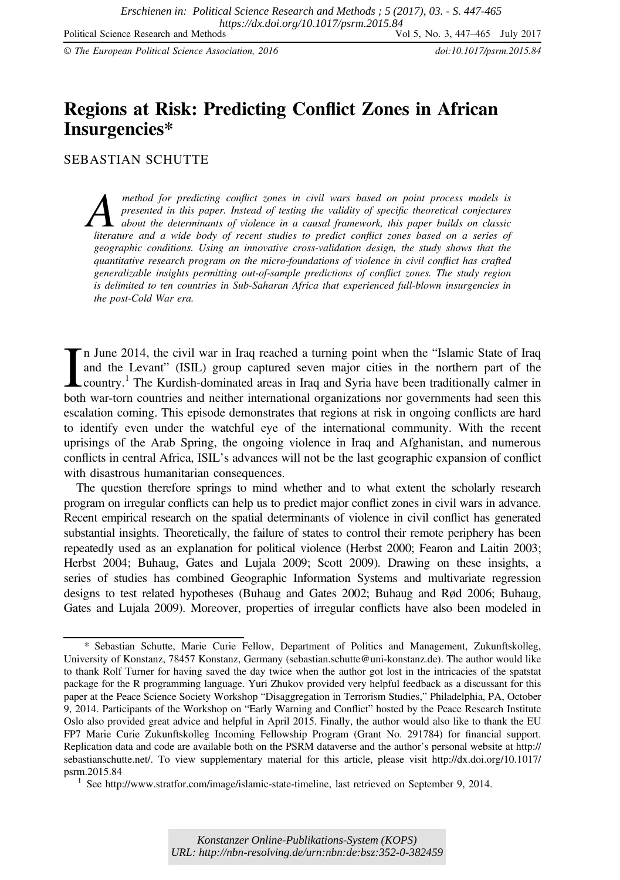# Regions at Risk: Predicting Conflict Zones in African Insurgencies*

SEBASTIAN SCHUTTE

*A method for predicting conflict zones in civil wars based on point process models is presented in this paper. Instead of testing the validity of specific theoretical conjectures about the determinants of violence in a causal framework, this paper builds on classic literature and a wide body of recent studies to predict conflict zones based on a series of geographic conditions. Using an innovative cross-validation design, the study shows that the quantitative research program on the micro-foundations of violence in civil conflict has crafted generalizable insights permitting out-of-sample predictions of conflict zones. The study region is delimited to ten countries in Sub-Saharan Africa that experienced full-blown insurgencies in the post-Cold War era.*

In June 2014, the civil war in Iraq reached a turning point when the "Islamic State of Iraq and the Levant" (ISIL) group captured seven major cities in the northern part of the country.[1] The Kurdish-dominated areas in Iraq and Syria have been traditionally calmer in both war-torn countries and neither international organizations nor governments had seen this escalation coming. This episode demonstrates that regions at risk in ongoing conflicts are hard to identify even under the watchful eye of the international community. With the recent uprisings of the Arab Spring, the ongoing violence in Iraq and Afghanistan, and numerous conflicts in central Africa, ISIL's advances will not be the last geographic expansion of conflict with disastrous humanitarian consequences.

The question therefore springs to mind whether and to what extent the scholarly research program on irregular conflicts can help us to predict major conflict zones in civil wars in advance. Recent empirical research on the spatial determinants of violence in civil conflict has generated substantial insights. Theoretically, the failure of states to control their remote periphery has been repeatedly used as an explanation for political violence (Herbst 2000; Fearon and Laitin 2003; Herbst 2004; Buhaug, Gates and Lujala 2009; Scott 2009). Drawing on these insights, a series of studies has combined Geographic Information Systems and multivariate regression designs to test related hypotheses (Buhaug and Gates 2002; Buhaug and Rød 2006; Buhaug, Gates and Lujala 2009). Moreover, properties of irregular conflicts have also been modeled in

\* Sebastian Schutte, Marie Curie Fellow, Department of Politics and Management, Zukunftskolleg, University of Konstanz, 78457 Konstanz, Germany (sebastian.schutte@uni-konstanz.de). The author would like to thank Rolf Turner for having saved the day twice when the author got lost in the intricacies of the spatstat package for the R programming language. Yuri Zhukov provided very helpful feedback as a discussant for this paper at the Peace Science Society Workshop "Disaggregation in Terrorism Studies," Philadelphia, PA, October 9, 2014. Participants of the Workshop on "Early Warning and Conflict" hosted by the Peace Research Institute Oslo also provided great advice and helpful in April 2015. Finally, the author would also like to thank the EU FP7 Marie Curie Zukunftskolleg Incoming Fellowship Program (Grant No. 291784) for financial support. Replication data and code are available both on the PSRM dataverse and the author's personal website at http://sebastianschutte.net/. To view supplementary material for this article, please visit http://dx.doi.org/10.1017/psrm.2015.84

[1] See http://www.stratfor.com/image/islamic-state-timeline, last retrieved on September 9, 2014.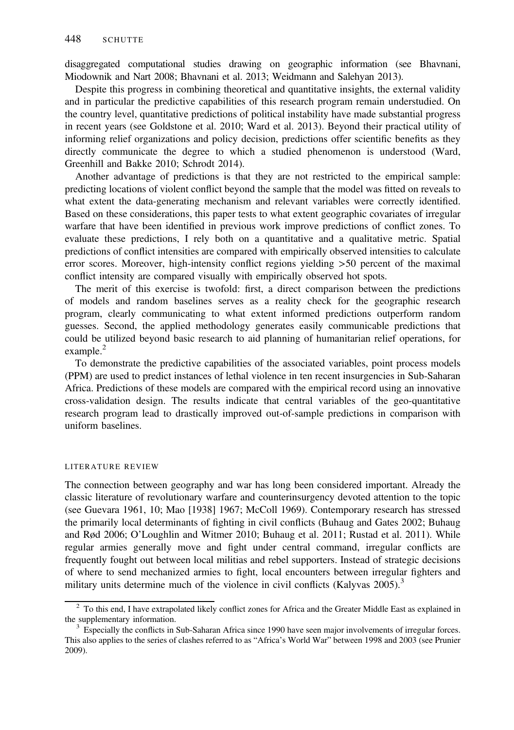disaggregated computational studies drawing on geographic information (see Bhavnani, Miodownik and Nart 2008; Bhavnani et al. 2013; Weidmann and Salehyan 2013).

Despite this progress in combining theoretical and quantitative insights, the external validity and in particular the predictive capabilities of this research program remain understudied. On the country level, quantitative predictions of political instability have made substantial progress in recent years (see Goldstone et al. 2010; Ward et al. 2013). Beyond their practical utility of informing relief organizations and policy decision, predictions offer scientific benefits as they directly communicate the degree to which a studied phenomenon is understood (Ward, Greenhill and Bakke 2010; Schrodt 2014).

Another advantage of predictions is that they are not restricted to the empirical sample: predicting locations of violent conflict beyond the sample that the model was fitted on reveals to what extent the data-generating mechanism and relevant variables were correctly identified. Based on these considerations, this paper tests to what extent geographic covariates of irregular warfare that have been identified in previous work improve predictions of conflict zones. To evaluate these predictions, I rely both on a quantitative and a qualitative metric. Spatial predictions of conflict intensities are compared with empirically observed intensities to calculate error scores. Moreover, high-intensity conflict regions yielding >50 percent of the maximal conflict intensity are compared visually with empirically observed hot spots.

The merit of this exercise is twofold: first, a direct comparison between the predictions of models and random baselines serves as a reality check for the geographic research program, clearly communicating to what extent informed predictions outperform random guesses. Second, the applied methodology generates easily communicable predictions that could be utilized beyond basic research to aid planning of humanitarian relief operations, for example.[2]

To demonstrate the predictive capabilities of the associated variables, point process models (PPM) are used to predict instances of lethal violence in ten recent insurgencies in Sub-Saharan Africa. Predictions of these models are compared with the empirical record using an innovative cross-validation design. The results indicate that central variables of the geo-quantitative research program lead to drastically improved out-of-sample predictions in comparison with uniform baselines.

## LITERATURE REVIEW

The connection between geography and war has long been considered important. Already the classic literature of revolutionary warfare and counterinsurgency devoted attention to the topic (see Guevara 1961, 10; Mao [1938] 1967; McColl 1969). Contemporary research has stressed the primarily local determinants of fighting in civil conflicts (Buhaug and Gates 2002; Buhaug and Rød 2006; O'Loughlin and Witmer 2010; Buhaug et al. 2011; Rustad et al. 2011). While regular armies generally move and fight under central command, irregular conflicts are frequently fought out between local militias and rebel supporters. Instead of strategic decisions of where to send mechanized armies to fight, local encounters between irregular fighters and military units determine much of the violence in civil conflicts (Kalyvas 2005).[3]

[2] To this end, I have extrapolated likely conflict zones for Africa and the Greater Middle East as explained in the supplementary information.

[3] Especially the conflicts in Sub-Saharan Africa since 1990 have seen major involvements of irregular forces. This also applies to the series of clashes referred to as "Africa's World War" between 1998 and 2003 (see Prunier 2009).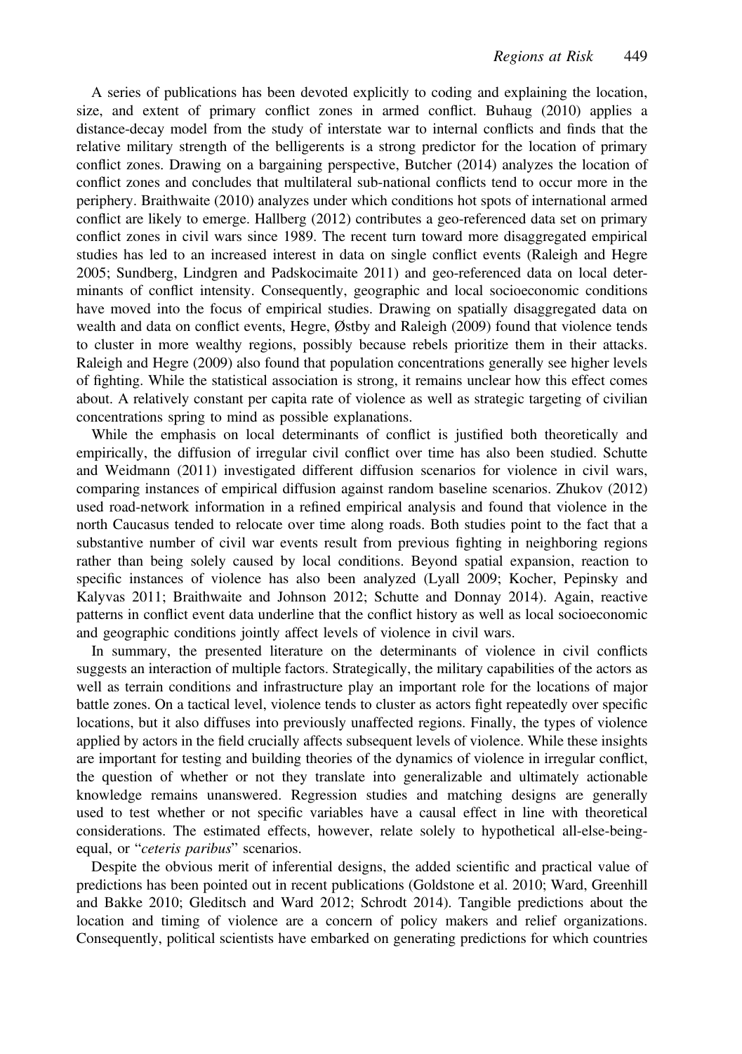A series of publications has been devoted explicitly to coding and explaining the location, size, and extent of primary conflict zones in armed conflict. Buhaug (2010) applies a distance-decay model from the study of interstate war to internal conflicts and finds that the relative military strength of the belligerents is a strong predictor for the location of primary conflict zones. Drawing on a bargaining perspective, Butcher (2014) analyzes the location of conflict zones and concludes that multilateral sub-national conflicts tend to occur more in the periphery. Braithwaite (2010) analyzes under which conditions hot spots of international armed conflict are likely to emerge. Hallberg (2012) contributes a geo-referenced data set on primary conflict zones in civil wars since 1989. The recent turn toward more disaggregated empirical studies has led to an increased interest in data on single conflict events (Raleigh and Hegre 2005; Sundberg, Lindgren and Padskocimaite 2011) and geo-referenced data on local determinants of conflict intensity. Consequently, geographic and local socioeconomic conditions have moved into the focus of empirical studies. Drawing on spatially disaggregated data on wealth and data on conflict events, Hegre, Østby and Raleigh (2009) found that violence tends to cluster in more wealthy regions, possibly because rebels prioritize them in their attacks. Raleigh and Hegre (2009) also found that population concentrations generally see higher levels of fighting. While the statistical association is strong, it remains unclear how this effect comes about. A relatively constant per capita rate of violence as well as strategic targeting of civilian concentrations spring to mind as possible explanations.

While the emphasis on local determinants of conflict is justified both theoretically and empirically, the diffusion of irregular civil conflict over time has also been studied. Schutte and Weidmann (2011) investigated different diffusion scenarios for violence in civil wars, comparing instances of empirical diffusion against random baseline scenarios. Zhukov (2012) used road-network information in a refined empirical analysis and found that violence in the north Caucasus tended to relocate over time along roads. Both studies point to the fact that a substantive number of civil war events result from previous fighting in neighboring regions rather than being solely caused by local conditions. Beyond spatial expansion, reaction to specific instances of violence has also been analyzed (Lyall 2009; Kocher, Pepinsky and Kalyvas 2011; Braithwaite and Johnson 2012; Schutte and Donnay 2014). Again, reactive patterns in conflict event data underline that the conflict history as well as local socioeconomic and geographic conditions jointly affect levels of violence in civil wars.

In summary, the presented literature on the determinants of violence in civil conflicts suggests an interaction of multiple factors. Strategically, the military capabilities of the actors as well as terrain conditions and infrastructure play an important role for the locations of major battle zones. On a tactical level, violence tends to cluster as actors fight repeatedly over specific locations, but it also diffuses into previously unaffected regions. Finally, the types of violence applied by actors in the field crucially affects subsequent levels of violence. While these insights are important for testing and building theories of the dynamics of violence in irregular conflict, the question of whether or not they translate into generalizable and ultimately actionable knowledge remains unanswered. Regression studies and matching designs are generally used to test whether or not specific variables have a causal effect in line with theoretical considerations. The estimated effects, however, relate solely to hypothetical all-else-being-equal, or "*ceteris paribus*" scenarios.

Despite the obvious merit of inferential designs, the added scientific and practical value of predictions has been pointed out in recent publications (Goldstone et al. 2010; Ward, Greenhill and Bakke 2010; Gleditsch and Ward 2012; Schrodt 2014). Tangible predictions about the location and timing of violence are a concern of policy makers and relief organizations. Consequently, political scientists have embarked on generating predictions for which countries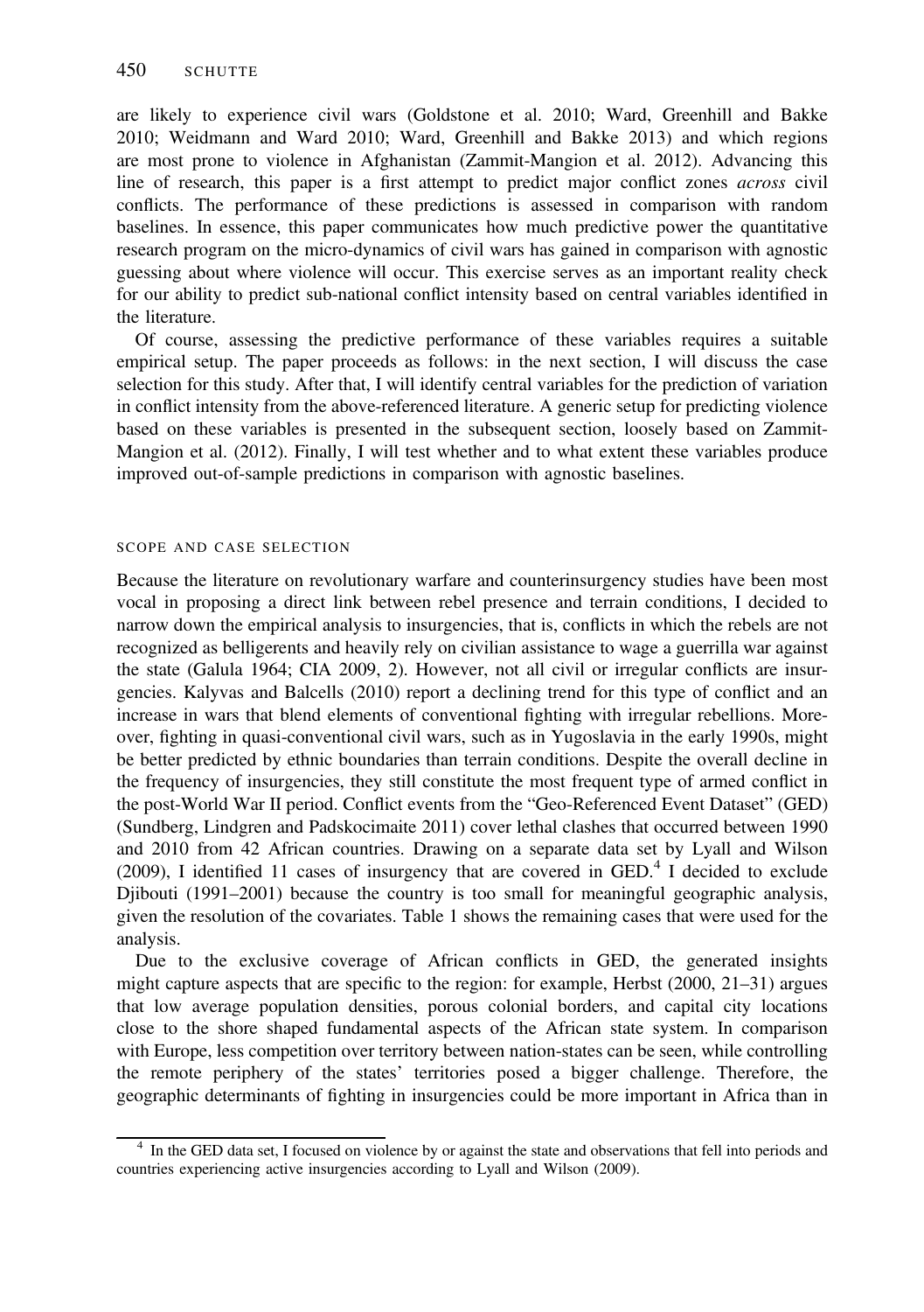are likely to experience civil wars (Goldstone et al. 2010; Ward, Greenhill and Bakke 2010; Weidmann and Ward 2010; Ward, Greenhill and Bakke 2013) and which regions are most prone to violence in Afghanistan (Zammit-Mangion et al. 2012). Advancing this line of research, this paper is a first attempt to predict major conflict zones *across* civil conflicts. The performance of these predictions is assessed in comparison with random baselines. In essence, this paper communicates how much predictive power the quantitative research program on the micro-dynamics of civil wars has gained in comparison with agnostic guessing about where violence will occur. This exercise serves as an important reality check for our ability to predict sub-national conflict intensity based on central variables identified in the literature.

Of course, assessing the predictive performance of these variables requires a suitable empirical setup. The paper proceeds as follows: in the next section, I will discuss the case selection for this study. After that, I will identify central variables for the prediction of variation in conflict intensity from the above-referenced literature. A generic setup for predicting violence based on these variables is presented in the subsequent section, loosely based on Zammit-Mangion et al. (2012). Finally, I will test whether and to what extent these variables produce improved out-of-sample predictions in comparison with agnostic baselines.

## SCOPE AND CASE SELECTION

Because the literature on revolutionary warfare and counterinsurgency studies have been most vocal in proposing a direct link between rebel presence and terrain conditions, I decided to narrow down the empirical analysis to insurgencies, that is, conflicts in which the rebels are not recognized as belligerents and heavily rely on civilian assistance to wage a guerrilla war against the state (Galula 1964; CIA 2009, 2). However, not all civil or irregular conflicts are insurgencies. Kalyvas and Balcells (2010) report a declining trend for this type of conflict and an increase in wars that blend elements of conventional fighting with irregular rebellions. Moreover, fighting in quasi-conventional civil wars, such as in Yugoslavia in the early 1990s, might be better predicted by ethnic boundaries than terrain conditions. Despite the overall decline in the frequency of insurgencies, they still constitute the most frequent type of armed conflict in the post-World War II period. Conflict events from the "Geo-Referenced Event Dataset" (GED) (Sundberg, Lindgren and Padskocimaite 2011) cover lethal clashes that occurred between 1990 and 2010 from 42 African countries. Drawing on a separate data set by Lyall and Wilson (2009), I identified 11 cases of insurgency that are covered in GED.[4] I decided to exclude Djibouti (1991–2001) because the country is too small for meaningful geographic analysis, given the resolution of the covariates. Table 1 shows the remaining cases that were used for the analysis.

Due to the exclusive coverage of African conflicts in GED, the generated insights might capture aspects that are specific to the region: for example, Herbst (2000, 21–31) argues that low average population densities, porous colonial borders, and capital city locations close to the shore shaped fundamental aspects of the African state system. In comparison with Europe, less competition over territory between nation-states can be seen, while controlling the remote periphery of the states' territories posed a bigger challenge. Therefore, the geographic determinants of fighting in insurgencies could be more important in Africa than in

[4] In the GED data set, I focused on violence by or against the state and observations that fell into periods and countries experiencing active insurgencies according to Lyall and Wilson (2009).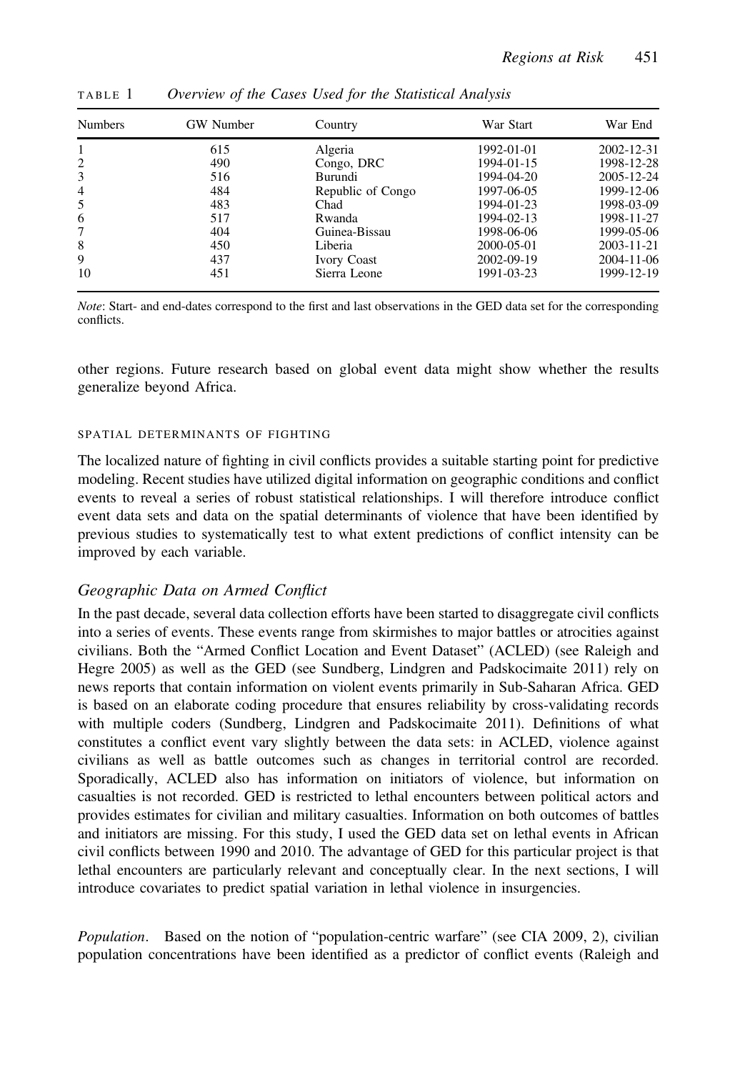TABLE 1 *Overview of the Cases Used for the Statistical Analysis*

| Numbers | GW Number | Country | War Start | War End |
|---|---|---|---|---|
| 1 | 615 | Algeria | 1992-01-01 | 2002-12-31 |
| 2 | 490 | Congo, DRC | 1994-01-15 | 1998-12-28 |
| 3 | 516 | Burundi | 1994-04-20 | 2005-12-24 |
| 4 | 484 | Republic of Congo | 1997-06-05 | 1999-12-06 |
| 5 | 483 | Chad | 1994-01-23 | 1998-03-09 |
| 6 | 517 | Rwanda | 1994-02-13 | 1998-11-27 |
| 7 | 404 | Guinea-Bissau | 1998-06-06 | 1999-05-06 |
| 8 | 450 | Liberia | 2000-05-01 | 2003-11-21 |
| 9 | 437 | Ivory Coast | 2002-09-19 | 2004-11-06 |
| 10 | 451 | Sierra Leone | 1991-03-23 | 1999-12-19 |

*Note*: Start- and end-dates correspond to the first and last observations in the GED data set for the corresponding conflicts.

other regions. Future research based on global event data might show whether the results generalize beyond Africa.

### SPATIAL DETERMINANTS OF FIGHTING

The localized nature of fighting in civil conflicts provides a suitable starting point for predictive modeling. Recent studies have utilized digital information on geographic conditions and conflict events to reveal a series of robust statistical relationships. I will therefore introduce conflict event data sets and data on the spatial determinants of violence that have been identified by previous studies to systematically test to what extent predictions of conflict intensity can be improved by each variable.

#### *Geographic Data on Armed Conflict*

In the past decade, several data collection efforts have been started to disaggregate civil conflicts into a series of events. These events range from skirmishes to major battles or atrocities against civilians. Both the "Armed Conflict Location and Event Dataset" (ACLED) (see Raleigh and Hegre 2005) as well as the GED (see Sundberg, Lindgren and Padskocimaite 2011) rely on news reports that contain information on violent events primarily in Sub-Saharan Africa. GED is based on an elaborate coding procedure that ensures reliability by cross-validating records with multiple coders (Sundberg, Lindgren and Padskocimaite 2011). Definitions of what constitutes a conflict event vary slightly between the data sets: in ACLED, violence against civilians as well as battle outcomes such as changes in territorial control are recorded. Sporadically, ACLED also has information on initiators of violence, but information on casualties is not recorded. GED is restricted to lethal encounters between political actors and provides estimates for civilian and military casualties. Information on both outcomes of battles and initiators are missing. For this study, I used the GED data set on lethal events in African civil conflicts between 1990 and 2010. The advantage of GED for this particular project is that lethal encounters are particularly relevant and conceptually clear. In the next sections, I will introduce covariates to predict spatial variation in lethal violence in insurgencies.

*Population*. Based on the notion of "population-centric warfare" (see CIA 2009, 2), civilian population concentrations have been identified as a predictor of conflict events (Raleigh and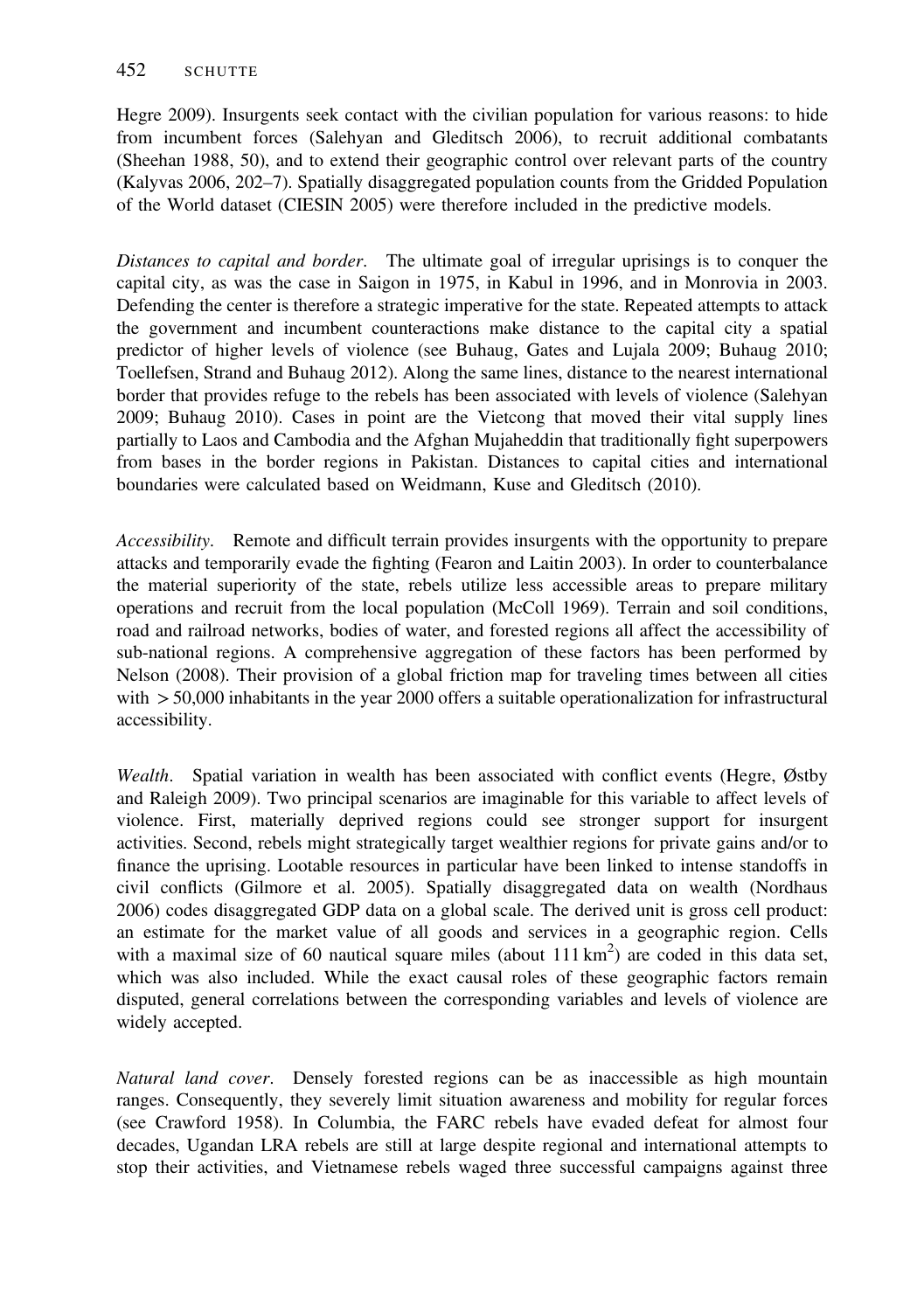Hegre 2009). Insurgents seek contact with the civilian population for various reasons: to hide from incumbent forces (Salehyan and Gleditsch 2006), to recruit additional combatants (Sheehan 1988, 50), and to extend their geographic control over relevant parts of the country (Kalyvas 2006, 202–7). Spatially disaggregated population counts from the Gridded Population of the World dataset (CIESIN 2005) were therefore included in the predictive models.

*Distances to capital and border*. The ultimate goal of irregular uprisings is to conquer the capital city, as was the case in Saigon in 1975, in Kabul in 1996, and in Monrovia in 2003. Defending the center is therefore a strategic imperative for the state. Repeated attempts to attack the government and incumbent counteractions make distance to the capital city a spatial predictor of higher levels of violence (see Buhaug, Gates and Lujala 2009; Buhaug 2010; Toellefsen, Strand and Buhaug 2012). Along the same lines, distance to the nearest international border that provides refuge to the rebels has been associated with levels of violence (Salehyan 2009; Buhaug 2010). Cases in point are the Vietcong that moved their vital supply lines partially to Laos and Cambodia and the Afghan Mujaheddin that traditionally fight superpowers from bases in the border regions in Pakistan. Distances to capital cities and international boundaries were calculated based on Weidmann, Kuse and Gleditsch (2010).

*Accessibility*. Remote and difficult terrain provides insurgents with the opportunity to prepare attacks and temporarily evade the fighting (Fearon and Laitin 2003). In order to counterbalance the material superiority of the state, rebels utilize less accessible areas to prepare military operations and recruit from the local population (McColl 1969). Terrain and soil conditions, road and railroad networks, bodies of water, and forested regions all affect the accessibility of sub-national regions. A comprehensive aggregation of these factors has been performed by Nelson (2008). Their provision of a global friction map for traveling times between all cities with $>50{,}000$ inhabitants in the year 2000 offers a suitable operationalization for infrastructural accessibility.

*Wealth*. Spatial variation in wealth has been associated with conflict events (Hegre, Østby and Raleigh 2009). Two principal scenarios are imaginable for this variable to affect levels of violence. First, materially deprived regions could see stronger support for insurgent activities. Second, rebels might strategically target wealthier regions for private gains and/or to finance the uprising. Lootable resources in particular have been linked to intense standoffs in civil conflicts (Gilmore et al. 2005). Spatially disaggregated data on wealth (Nordhaus 2006) codes disaggregated GDP data on a global scale. The derived unit is gross cell product: an estimate for the market value of all goods and services in a geographic region. Cells with a maximal size of 60 nautical square miles (about 111 km$^2$) are coded in this data set, which was also included. While the exact causal roles of these geographic factors remain disputed, general correlations between the corresponding variables and levels of violence are widely accepted.

*Natural land cover*. Densely forested regions can be as inaccessible as high mountain ranges. Consequently, they severely limit situation awareness and mobility for regular forces (see Crawford 1958). In Columbia, the FARC rebels have evaded defeat for almost four decades, Ugandan LRA rebels are still at large despite regional and international attempts to stop their activities, and Vietnamese rebels waged three successful campaigns against three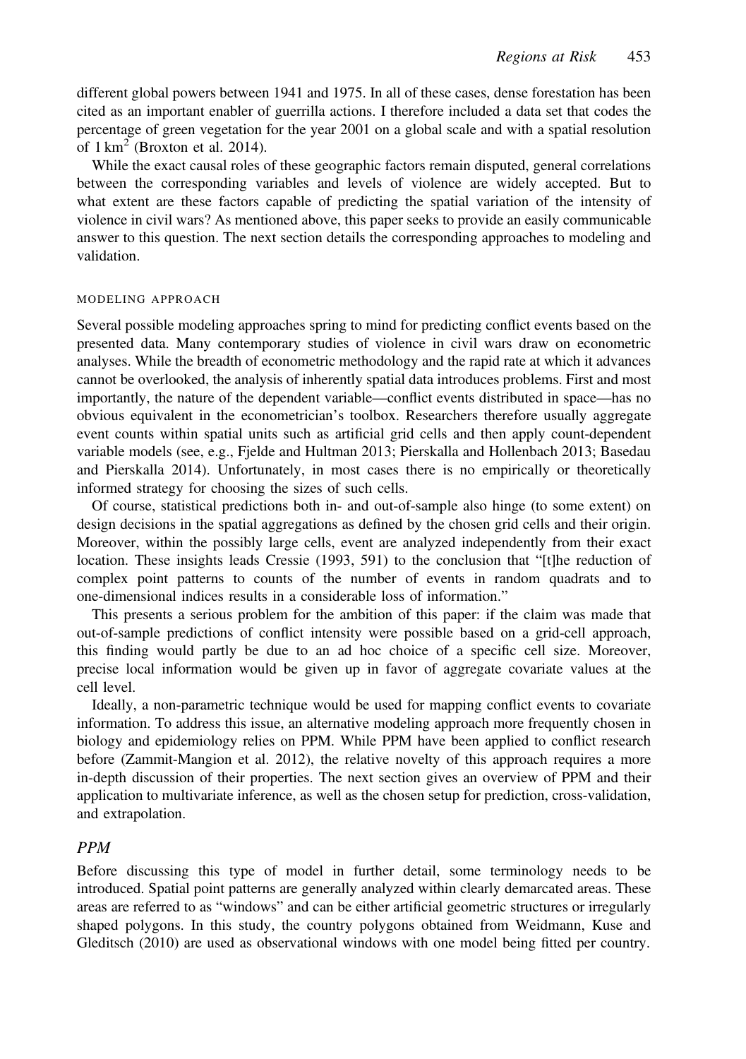different global powers between 1941 and 1975. In all of these cases, dense forestation has been cited as an important enabler of guerrilla actions. I therefore included a data set that codes the percentage of green vegetation for the year 2001 on a global scale and with a spatial resolution of $1\,\text{km}^2$ (Broxton et al. 2014).

While the exact causal roles of these geographic factors remain disputed, general correlations between the corresponding variables and levels of violence are widely accepted. But to what extent are these factors capable of predicting the spatial variation of the intensity of violence in civil wars? As mentioned above, this paper seeks to provide an easily communicable answer to this question. The next section details the corresponding approaches to modeling and validation.

## MODELING APPROACH

Several possible modeling approaches spring to mind for predicting conflict events based on the presented data. Many contemporary studies of violence in civil wars draw on econometric analyses. While the breadth of econometric methodology and the rapid rate at which it advances cannot be overlooked, the analysis of inherently spatial data introduces problems. First and most importantly, the nature of the dependent variable—conflict events distributed in space—has no obvious equivalent in the econometrician's toolbox. Researchers therefore usually aggregate event counts within spatial units such as artificial grid cells and then apply count-dependent variable models (see, e.g., Fjelde and Hultman 2013; Pierskalla and Hollenbach 2013; Basedau and Pierskalla 2014). Unfortunately, in most cases there is no empirically or theoretically informed strategy for choosing the sizes of such cells.

Of course, statistical predictions both in- and out-of-sample also hinge (to some extent) on design decisions in the spatial aggregations as defined by the chosen grid cells and their origin. Moreover, within the possibly large cells, event are analyzed independently from their exact location. These insights leads Cressie (1993, 591) to the conclusion that "[t]he reduction of complex point patterns to counts of the number of events in random quadrats and to one-dimensional indices results in a considerable loss of information."

This presents a serious problem for the ambition of this paper: if the claim was made that out-of-sample predictions of conflict intensity were possible based on a grid-cell approach, this finding would partly be due to an ad hoc choice of a specific cell size. Moreover, precise local information would be given up in favor of aggregate covariate values at the cell level.

Ideally, a non-parametric technique would be used for mapping conflict events to covariate information. To address this issue, an alternative modeling approach more frequently chosen in biology and epidemiology relies on PPM. While PPM have been applied to conflict research before (Zammit-Mangion et al. 2012), the relative novelty of this approach requires a more in-depth discussion of their properties. The next section gives an overview of PPM and their application to multivariate inference, as well as the chosen setup for prediction, cross-validation, and extrapolation.

### *PPM*

Before discussing this type of model in further detail, some terminology needs to be introduced. Spatial point patterns are generally analyzed within clearly demarcated areas. These areas are referred to as "windows" and can be either artificial geometric structures or irregularly shaped polygons. In this study, the country polygons obtained from Weidmann, Kuse and Gleditsch (2010) are used as observational windows with one model being fitted per country.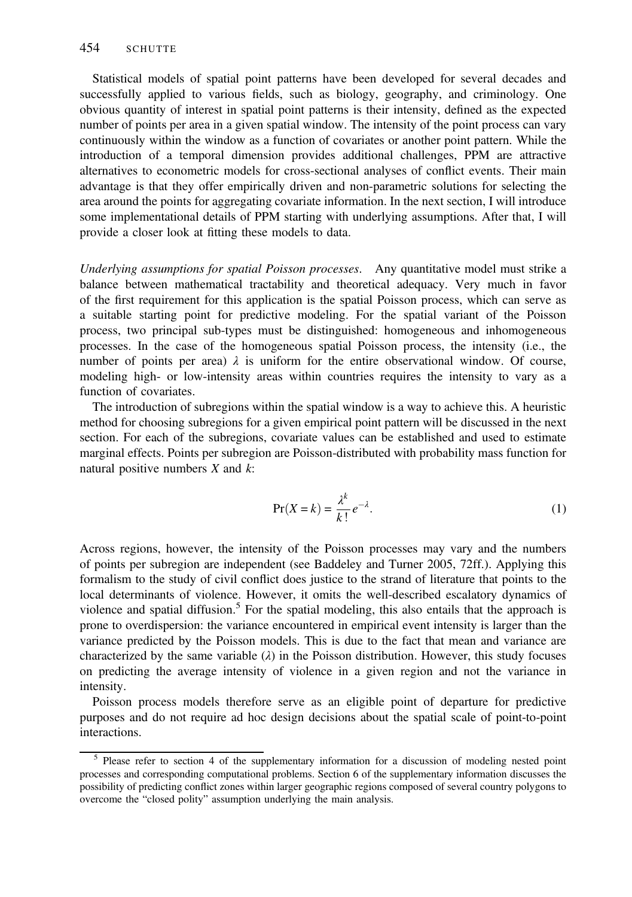Statistical models of spatial point patterns have been developed for several decades and successfully applied to various fields, such as biology, geography, and criminology. One obvious quantity of interest in spatial point patterns is their intensity, defined as the expected number of points per area in a given spatial window. The intensity of the point process can vary continuously within the window as a function of covariates or another point pattern. While the introduction of a temporal dimension provides additional challenges, PPM are attractive alternatives to econometric models for cross-sectional analyses of conflict events. Their main advantage is that they offer empirically driven and non-parametric solutions for selecting the area around the points for aggregating covariate information. In the next section, I will introduce some implementational details of PPM starting with underlying assumptions. After that, I will provide a closer look at fitting these models to data.

*Underlying assumptions for spatial Poisson processes*. Any quantitative model must strike a balance between mathematical tractability and theoretical adequacy. Very much in favor of the first requirement for this application is the spatial Poisson process, which can serve as a suitable starting point for predictive modeling. For the spatial variant of the Poisson process, two principal sub-types must be distinguished: homogeneous and inhomogeneous processes. In the case of the homogeneous spatial Poisson process, the intensity (i.e., the number of points per area) $\lambda$ is uniform for the entire observational window. Of course, modeling high- or low-intensity areas within countries requires the intensity to vary as a function of covariates.

The introduction of subregions within the spatial window is a way to achieve this. A heuristic method for choosing subregions for a given empirical point pattern will be discussed in the next section. For each of the subregions, covariate values can be established and used to estimate marginal effects. Points per subregion are Poisson-distributed with probability mass function for natural positive numbers $X$ and $k$:

$$\Pr(X = k) = \frac{\lambda^k}{k!} e^{-\lambda}. \tag{1}$$

Across regions, however, the intensity of the Poisson processes may vary and the numbers of points per subregion are independent (see Baddeley and Turner 2005, 72ff.). Applying this formalism to the study of civil conflict does justice to the strand of literature that points to the local determinants of violence. However, it omits the well-described escalatory dynamics of violence and spatial diffusion.[5] For the spatial modeling, this also entails that the approach is prone to overdispersion: the variance encountered in empirical event intensity is larger than the variance predicted by the Poisson models. This is due to the fact that mean and variance are characterized by the same variable ($\lambda$) in the Poisson distribution. However, this study focuses on predicting the average intensity of violence in a given region and not the variance in intensity.

Poisson process models therefore serve as an eligible point of departure for predictive purposes and do not require ad hoc design decisions about the spatial scale of point-to-point interactions.

[5] Please refer to section 4 of the supplementary information for a discussion of modeling nested point processes and corresponding computational problems. Section 6 of the supplementary information discusses the possibility of predicting conflict zones within larger geographic regions composed of several country polygons to overcome the "closed polity" assumption underlying the main analysis.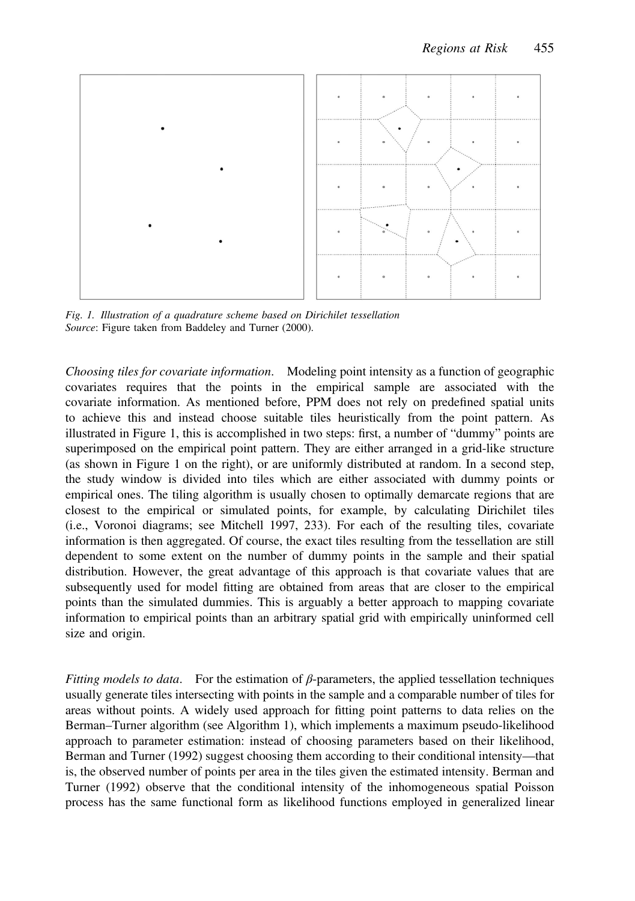*Fig. 1. Illustration of a quadrature scheme based on Dirichilet tessellation*
*Source*: Figure taken from Baddeley and Turner (2000).

*Choosing tiles for covariate information*. Modeling point intensity as a function of geographic covariates requires that the points in the empirical sample are associated with the covariate information. As mentioned before, PPM does not rely on predefined spatial units to achieve this and instead choose suitable tiles heuristically from the point pattern. As illustrated in Figure 1, this is accomplished in two steps: first, a number of "dummy" points are superimposed on the empirical point pattern. They are either arranged in a grid-like structure (as shown in Figure 1 on the right), or are uniformly distributed at random. In a second step, the study window is divided into tiles which are either associated with dummy points or empirical ones. The tiling algorithm is usually chosen to optimally demarcate regions that are closest to the empirical or simulated points, for example, by calculating Dirichilet tiles (i.e., Voronoi diagrams; see Mitchell 1997, 233). For each of the resulting tiles, covariate information is then aggregated. Of course, the exact tiles resulting from the tessellation are still dependent to some extent on the number of dummy points in the sample and their spatial distribution. However, the great advantage of this approach is that covariate values that are subsequently used for model fitting are obtained from areas that are closer to the empirical points than the simulated dummies. This is arguably a better approach to mapping covariate information to empirical points than an arbitrary spatial grid with empirically uninformed cell size and origin.

*Fitting models to data*. For the estimation of $\beta$-parameters, the applied tessellation techniques usually generate tiles intersecting with points in the sample and a comparable number of tiles for areas without points. A widely used approach for fitting point patterns to data relies on the Berman–Turner algorithm (see Algorithm 1), which implements a maximum pseudo-likelihood approach to parameter estimation: instead of choosing parameters based on their likelihood, Berman and Turner (1992) suggest choosing them according to their conditional intensity—that is, the observed number of points per area in the tiles given the estimated intensity. Berman and Turner (1992) observe that the conditional intensity of the inhomogeneous spatial Poisson process has the same functional form as likelihood functions employed in generalized linear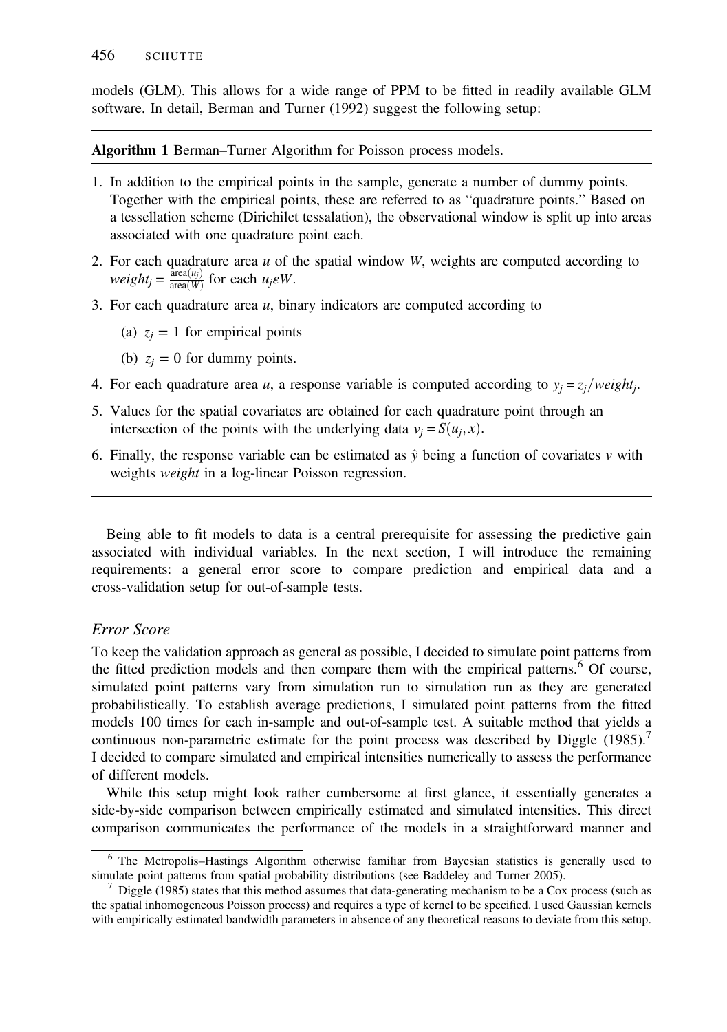models (GLM). This allows for a wide range of PPM to be fitted in readily available GLM software. In detail, Berman and Turner (1992) suggest the following setup:

---

**Algorithm 1** Berman–Turner Algorithm for Poisson process models.

1. In addition to the empirical points in the sample, generate a number of dummy points. Together with the empirical points, these are referred to as "quadrature points." Based on a tessellation scheme (Dirichilet tessalation), the observational window is split up into areas associated with one quadrature point each.
2. For each quadrature area $u$ of the spatial window $W$, weights are computed according to $weight_j = \frac{\text{area}(u_j)}{\text{area}(W)}$ for each $u_j \varepsilon W$.
3. For each quadrature area $u$, binary indicators are computed according to
   (a) $z_j = 1$ for empirical points
   (b) $z_j = 0$ for dummy points.
4. For each quadrature area $u$, a response variable is computed according to $y_j = z_j / weight_j$.
5. Values for the spatial covariates are obtained for each quadrature point through an intersection of the points with the underlying data $v_j = S(u_j, x)$.
6. Finally, the response variable can be estimated as $\hat{y}$ being a function of covariates $v$ with weights *weight* in a log-linear Poisson regression.

---

Being able to fit models to data is a central prerequisite for assessing the predictive gain associated with individual variables. In the next section, I will introduce the remaining requirements: a general error score to compare prediction and empirical data and a cross-validation setup for out-of-sample tests.

### *Error Score*

To keep the validation approach as general as possible, I decided to simulate point patterns from the fitted prediction models and then compare them with the empirical patterns.[6] Of course, simulated point patterns vary from simulation run to simulation run as they are generated probabilistically. To establish average predictions, I simulated point patterns from the fitted models 100 times for each in-sample and out-of-sample test. A suitable method that yields a continuous non-parametric estimate for the point process was described by Diggle (1985).[7] I decided to compare simulated and empirical intensities numerically to assess the performance of different models.

While this setup might look rather cumbersome at first glance, it essentially generates a side-by-side comparison between empirically estimated and simulated intensities. This direct comparison communicates the performance of the models in a straightforward manner and

---

[6] The Metropolis–Hastings Algorithm otherwise familiar from Bayesian statistics is generally used to simulate point patterns from spatial probability distributions (see Baddeley and Turner 2005).

[7] Diggle (1985) states that this method assumes that data-generating mechanism to be a Cox process (such as the spatial inhomogeneous Poisson process) and requires a type of kernel to be specified. I used Gaussian kernels with empirically estimated bandwidth parameters in absence of any theoretical reasons to deviate from this setup.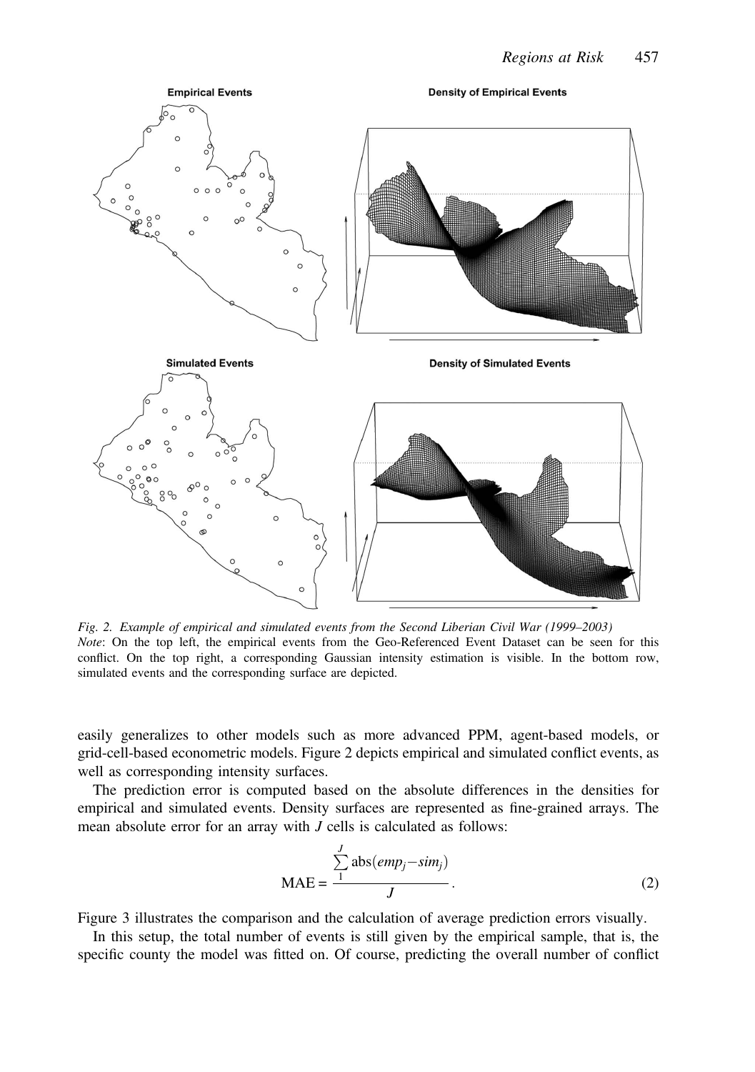Fig. 2. *Example of empirical and simulated events from the Second Liberian Civil War (1999–2003)*
*Note*: On the top left, the empirical events from the Geo-Referenced Event Dataset can be seen for this conflict. On the top right, a corresponding Gaussian intensity estimation is visible. In the bottom row, simulated events and the corresponding surface are depicted.

easily generalizes to other models such as more advanced PPM, agent-based models, or grid-cell-based econometric models. Figure 2 depicts empirical and simulated conflict events, as well as corresponding intensity surfaces.

The prediction error is computed based on the absolute differences in the densities for empirical and simulated events. Density surfaces are represented as fine-grained arrays. The mean absolute error for an array with $J$ cells is calculated as follows:

$$\text{MAE} = \frac{\sum_{1}^{J} \text{abs}(emp_j - sim_j)}{J}. \tag{2}$$

Figure 3 illustrates the comparison and the calculation of average prediction errors visually.

In this setup, the total number of events is still given by the empirical sample, that is, the specific county the model was fitted on. Of course, predicting the overall number of conflict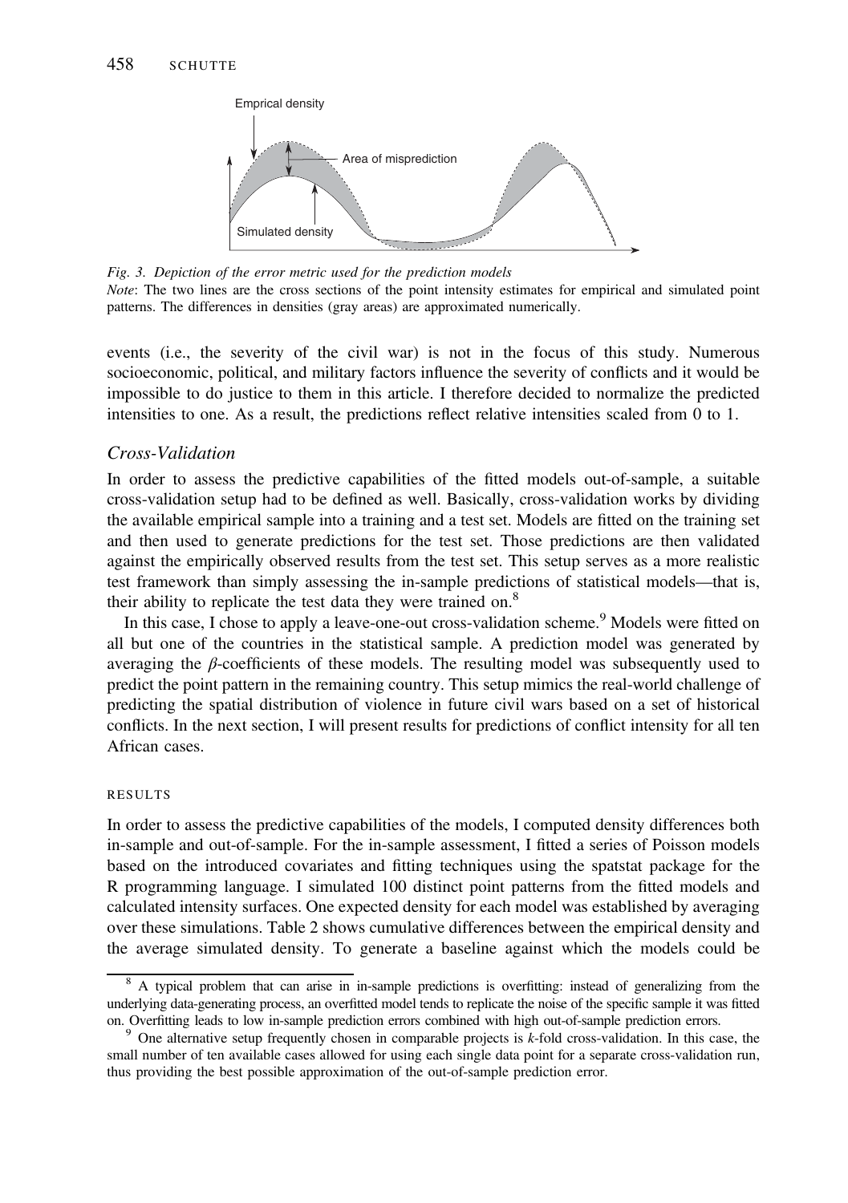Emprical density

Area of misprediction

Simulated density

*Fig. 3. Depiction of the error metric used for the prediction models*
*Note*: The two lines are the cross sections of the point intensity estimates for empirical and simulated point patterns. The differences in densities (gray areas) are approximated numerically.

events (i.e., the severity of the civil war) is not in the focus of this study. Numerous socioeconomic, political, and military factors influence the severity of conflicts and it would be impossible to do justice to them in this article. I therefore decided to normalize the predicted intensities to one. As a result, the predictions reflect relative intensities scaled from 0 to 1.

### *Cross-Validation*

In order to assess the predictive capabilities of the fitted models out-of-sample, a suitable cross-validation setup had to be defined as well. Basically, cross-validation works by dividing the available empirical sample into a training and a test set. Models are fitted on the training set and then used to generate predictions for the test set. Those predictions are then validated against the empirically observed results from the test set. This setup serves as a more realistic test framework than simply assessing the in-sample predictions of statistical models—that is, their ability to replicate the test data they were trained on.[8]

In this case, I chose to apply a leave-one-out cross-validation scheme.[9] Models were fitted on all but one of the countries in the statistical sample. A prediction model was generated by averaging the $\beta$-coefficients of these models. The resulting model was subsequently used to predict the point pattern in the remaining country. This setup mimics the real-world challenge of predicting the spatial distribution of violence in future civil wars based on a set of historical conflicts. In the next section, I will present results for predictions of conflict intensity for all ten African cases.

## RESULTS

In order to assess the predictive capabilities of the models, I computed density differences both in-sample and out-of-sample. For the in-sample assessment, I fitted a series of Poisson models based on the introduced covariates and fitting techniques using the spatstat package for the R programming language. I simulated 100 distinct point patterns from the fitted models and calculated intensity surfaces. One expected density for each model was established by averaging over these simulations. Table 2 shows cumulative differences between the empirical density and the average simulated density. To generate a baseline against which the models could be

[8] A typical problem that can arise in in-sample predictions is overfitting: instead of generalizing from the underlying data-generating process, an overfitted model tends to replicate the noise of the specific sample it was fitted on. Overfitting leads to low in-sample prediction errors combined with high out-of-sample prediction errors.

[9] One alternative setup frequently chosen in comparable projects is *k*-fold cross-validation. In this case, the small number of ten available cases allowed for using each single data point for a separate cross-validation run, thus providing the best possible approximation of the out-of-sample prediction error.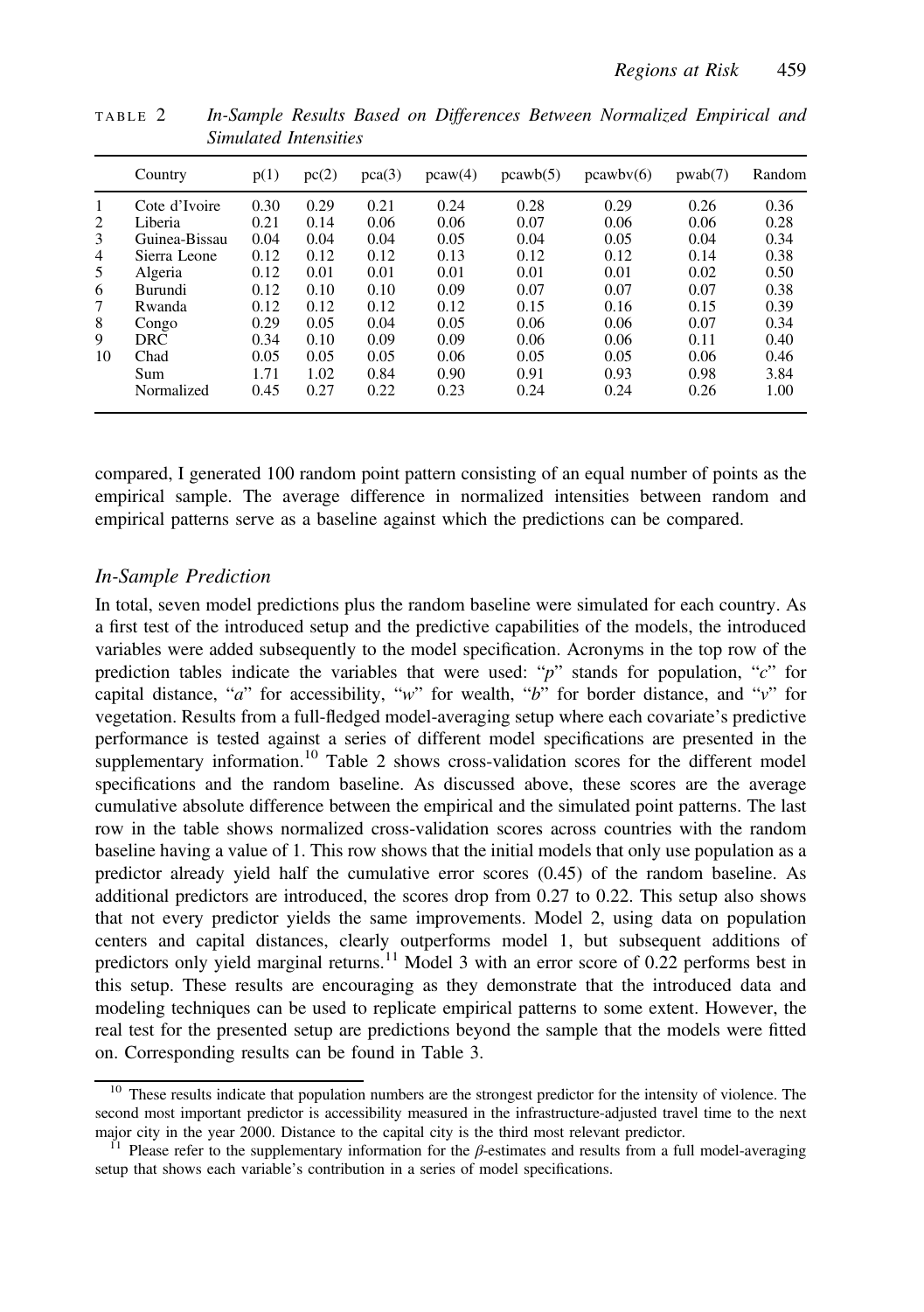TABLE 2 *In-Sample Results Based on Differences Between Normalized Empirical and Simulated Intensities*

| | Country | p(1) | pc(2) | pca(3) | pcaw(4) | pcawb(5) | pcawbv(6) | pwab(7) | Random |
|---|---|---|---|---|---|---|---|---|---|
| 1 | Cote d'Ivoire | 0.30 | 0.29 | 0.21 | 0.24 | 0.28 | 0.29 | 0.26 | 0.36 |
| 2 | Liberia | 0.21 | 0.14 | 0.06 | 0.06 | 0.07 | 0.06 | 0.06 | 0.28 |
| 3 | Guinea-Bissau | 0.04 | 0.04 | 0.04 | 0.05 | 0.04 | 0.05 | 0.04 | 0.34 |
| 4 | Sierra Leone | 0.12 | 0.12 | 0.12 | 0.13 | 0.12 | 0.12 | 0.14 | 0.38 |
| 5 | Algeria | 0.12 | 0.01 | 0.01 | 0.01 | 0.01 | 0.01 | 0.02 | 0.50 |
| 6 | Burundi | 0.12 | 0.10 | 0.10 | 0.09 | 0.07 | 0.07 | 0.07 | 0.38 |
| 7 | Rwanda | 0.12 | 0.12 | 0.12 | 0.12 | 0.15 | 0.16 | 0.15 | 0.39 |
| 8 | Congo | 0.29 | 0.05 | 0.04 | 0.05 | 0.06 | 0.06 | 0.07 | 0.34 |
| 9 | DRC | 0.34 | 0.10 | 0.09 | 0.09 | 0.06 | 0.06 | 0.11 | 0.40 |
| 10 | Chad | 0.05 | 0.05 | 0.05 | 0.06 | 0.05 | 0.05 | 0.06 | 0.46 |
| | Sum | 1.71 | 1.02 | 0.84 | 0.90 | 0.91 | 0.93 | 0.98 | 3.84 |
| | Normalized | 0.45 | 0.27 | 0.22 | 0.23 | 0.24 | 0.24 | 0.26 | 1.00 |

compared, I generated 100 random point pattern consisting of an equal number of points as the empirical sample. The average difference in normalized intensities between random and empirical patterns serve as a baseline against which the predictions can be compared.

### *In-Sample Prediction*

In total, seven model predictions plus the random baseline were simulated for each country. As a first test of the introduced setup and the predictive capabilities of the models, the introduced variables were added subsequently to the model specification. Acronyms in the top row of the prediction tables indicate the variables that were used: "*p*" stands for population, "*c*" for capital distance, "*a*" for accessibility, "*w*" for wealth, "*b*" for border distance, and "*v*" for vegetation. Results from a full-fledged model-averaging setup where each covariate's predictive performance is tested against a series of different model specifications are presented in the supplementary information.[10] Table 2 shows cross-validation scores for the different model specifications and the random baseline. As discussed above, these scores are the average cumulative absolute difference between the empirical and the simulated point patterns. The last row in the table shows normalized cross-validation scores across countries with the random baseline having a value of 1. This row shows that the initial models that only use population as a predictor already yield half the cumulative error scores (0.45) of the random baseline. As additional predictors are introduced, the scores drop from 0.27 to 0.22. This setup also shows that not every predictor yields the same improvements. Model 2, using data on population centers and capital distances, clearly outperforms model 1, but subsequent additions of predictors only yield marginal returns.[11] Model 3 with an error score of 0.22 performs best in this setup. These results are encouraging as they demonstrate that the introduced data and modeling techniques can be used to replicate empirical patterns to some extent. However, the real test for the presented setup are predictions beyond the sample that the models were fitted on. Corresponding results can be found in Table 3.

[10] These results indicate that population numbers are the strongest predictor for the intensity of violence. The second most important predictor is accessibility measured in the infrastructure-adjusted travel time to the next major city in the year 2000. Distance to the capital city is the third most relevant predictor.

[11] Please refer to the supplementary information for the $\beta$-estimates and results from a full model-averaging setup that shows each variable's contribution in a series of model specifications.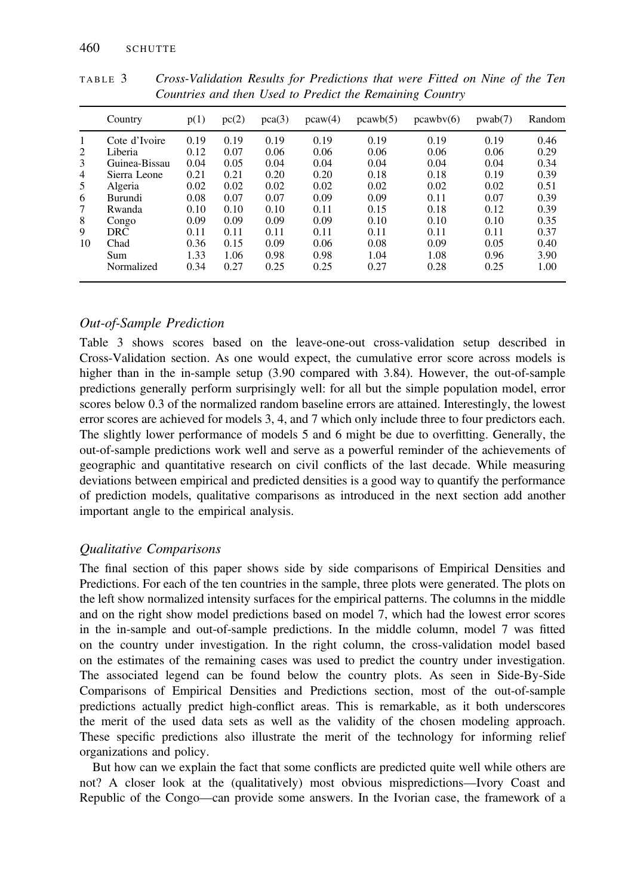TABLE 3 *Cross-Validation Results for Predictions that were Fitted on Nine of the Ten Countries and then Used to Predict the Remaining Country*

| | Country | p(1) | pc(2) | pca(3) | pcaw(4) | pcawb(5) | pcawbv(6) | pwab(7) | Random |
|---|---|---|---|---|---|---|---|---|---|
| 1 | Cote d'Ivoire | 0.19 | 0.19 | 0.19 | 0.19 | 0.19 | 0.19 | 0.19 | 0.46 |
| 2 | Liberia | 0.12 | 0.07 | 0.06 | 0.06 | 0.06 | 0.06 | 0.06 | 0.29 |
| 3 | Guinea-Bissau | 0.04 | 0.05 | 0.04 | 0.04 | 0.04 | 0.04 | 0.04 | 0.34 |
| 4 | Sierra Leone | 0.21 | 0.21 | 0.20 | 0.20 | 0.18 | 0.18 | 0.19 | 0.39 |
| 5 | Algeria | 0.02 | 0.02 | 0.02 | 0.02 | 0.02 | 0.02 | 0.02 | 0.51 |
| 6 | Burundi | 0.08 | 0.07 | 0.07 | 0.09 | 0.09 | 0.11 | 0.07 | 0.39 |
| 7 | Rwanda | 0.10 | 0.10 | 0.10 | 0.11 | 0.15 | 0.18 | 0.12 | 0.39 |
| 8 | Congo | 0.09 | 0.09 | 0.09 | 0.09 | 0.10 | 0.10 | 0.10 | 0.35 |
| 9 | DRC | 0.11 | 0.11 | 0.11 | 0.11 | 0.11 | 0.11 | 0.11 | 0.37 |
| 10 | Chad | 0.36 | 0.15 | 0.09 | 0.06 | 0.08 | 0.09 | 0.05 | 0.40 |
| | Sum | 1.33 | 1.06 | 0.98 | 0.98 | 1.04 | 1.08 | 0.96 | 3.90 |
| | Normalized | 0.34 | 0.27 | 0.25 | 0.25 | 0.27 | 0.28 | 0.25 | 1.00 |

### *Out-of-Sample Prediction*

Table 3 shows scores based on the leave-one-out cross-validation setup described in Cross-Validation section. As one would expect, the cumulative error score across models is higher than in the in-sample setup (3.90 compared with 3.84). However, the out-of-sample predictions generally perform surprisingly well: for all but the simple population model, error scores below 0.3 of the normalized random baseline errors are attained. Interestingly, the lowest error scores are achieved for models 3, 4, and 7 which only include three to four predictors each. The slightly lower performance of models 5 and 6 might be due to overfitting. Generally, the out-of-sample predictions work well and serve as a powerful reminder of the achievements of geographic and quantitative research on civil conflicts of the last decade. While measuring deviations between empirical and predicted densities is a good way to quantify the performance of prediction models, qualitative comparisons as introduced in the next section add another important angle to the empirical analysis.

### *Qualitative Comparisons*

The final section of this paper shows side by side comparisons of Empirical Densities and Predictions. For each of the ten countries in the sample, three plots were generated. The plots on the left show normalized intensity surfaces for the empirical patterns. The columns in the middle and on the right show model predictions based on model 7, which had the lowest error scores in the in-sample and out-of-sample predictions. In the middle column, model 7 was fitted on the country under investigation. In the right column, the cross-validation model based on the estimates of the remaining cases was used to predict the country under investigation. The associated legend can be found below the country plots. As seen in Side-By-Side Comparisons of Empirical Densities and Predictions section, most of the out-of-sample predictions actually predict high-conflict areas. This is remarkable, as it both underscores the merit of the used data sets as well as the validity of the chosen modeling approach. These specific predictions also illustrate the merit of the technology for informing relief organizations and policy.

But how can we explain the fact that some conflicts are predicted quite well while others are not? A closer look at the (qualitatively) most obvious mispredictions—Ivory Coast and Republic of the Congo—can provide some answers. In the Ivorian case, the framework of a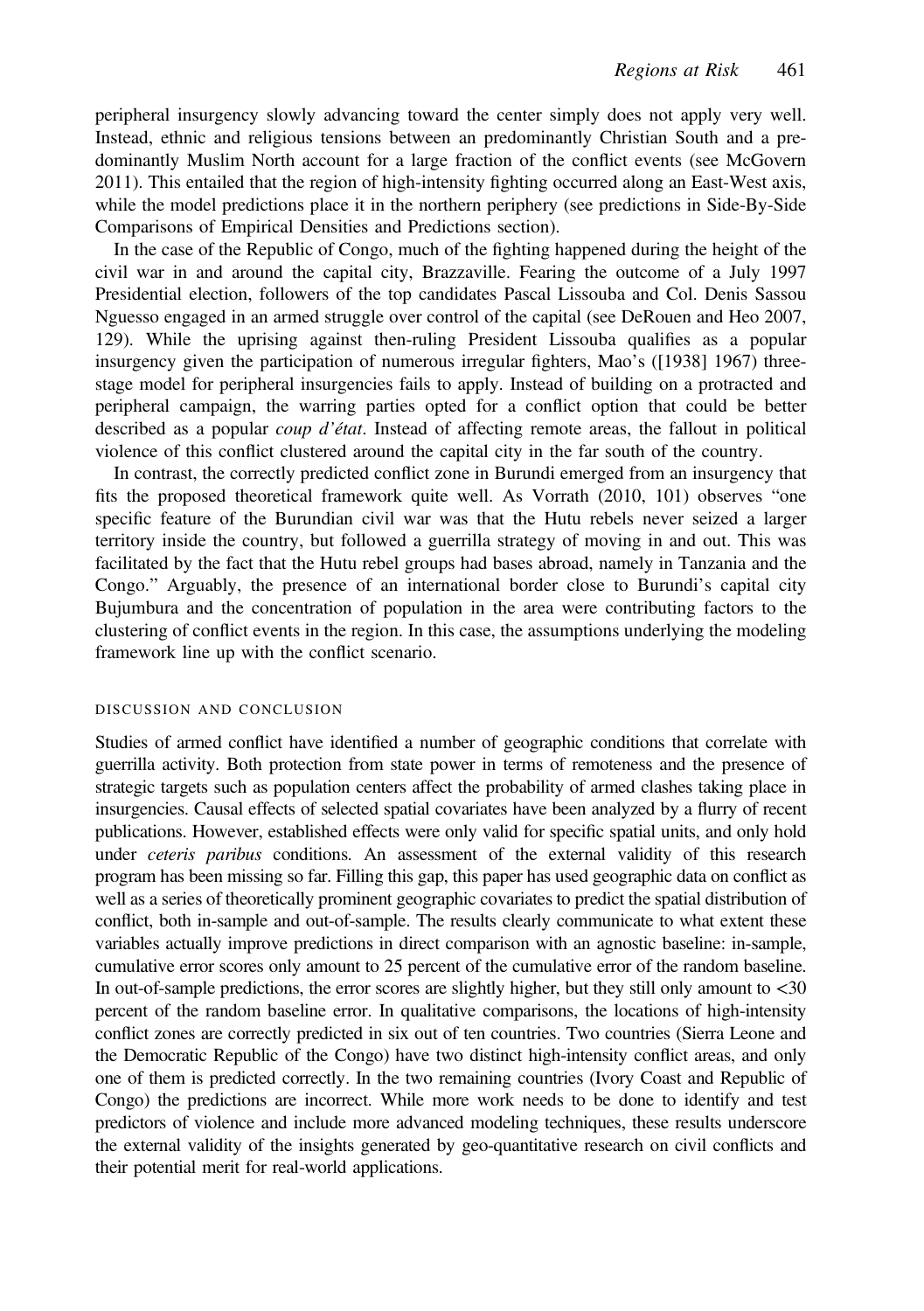peripheral insurgency slowly advancing toward the center simply does not apply very well. Instead, ethnic and religious tensions between an predominantly Christian South and a predominantly Muslim North account for a large fraction of the conflict events (see McGovern 2011). This entailed that the region of high-intensity fighting occurred along an East-West axis, while the model predictions place it in the northern periphery (see predictions in Side-By-Side Comparisons of Empirical Densities and Predictions section).

In the case of the Republic of Congo, much of the fighting happened during the height of the civil war in and around the capital city, Brazzaville. Fearing the outcome of a July 1997 Presidential election, followers of the top candidates Pascal Lissouba and Col. Denis Sassou Nguesso engaged in an armed struggle over control of the capital (see DeRouen and Heo 2007, 129). While the uprising against then-ruling President Lissouba qualifies as a popular insurgency given the participation of numerous irregular fighters, Mao's ([1938] 1967) three-stage model for peripheral insurgencies fails to apply. Instead of building on a protracted and peripheral campaign, the warring parties opted for a conflict option that could be better described as a popular *coup d'état*. Instead of affecting remote areas, the fallout in political violence of this conflict clustered around the capital city in the far south of the country.

In contrast, the correctly predicted conflict zone in Burundi emerged from an insurgency that fits the proposed theoretical framework quite well. As Vorrath (2010, 101) observes "one specific feature of the Burundian civil war was that the Hutu rebels never seized a larger territory inside the country, but followed a guerrilla strategy of moving in and out. This was facilitated by the fact that the Hutu rebel groups had bases abroad, namely in Tanzania and the Congo." Arguably, the presence of an international border close to Burundi's capital city Bujumbura and the concentration of population in the area were contributing factors to the clustering of conflict events in the region. In this case, the assumptions underlying the modeling framework line up with the conflict scenario.

## DISCUSSION AND CONCLUSION

Studies of armed conflict have identified a number of geographic conditions that correlate with guerrilla activity. Both protection from state power in terms of remoteness and the presence of strategic targets such as population centers affect the probability of armed clashes taking place in insurgencies. Causal effects of selected spatial covariates have been analyzed by a flurry of recent publications. However, established effects were only valid for specific spatial units, and only hold under *ceteris paribus* conditions. An assessment of the external validity of this research program has been missing so far. Filling this gap, this paper has used geographic data on conflict as well as a series of theoretically prominent geographic covariates to predict the spatial distribution of conflict, both in-sample and out-of-sample. The results clearly communicate to what extent these variables actually improve predictions in direct comparison with an agnostic baseline: in-sample, cumulative error scores only amount to 25 percent of the cumulative error of the random baseline. In out-of-sample predictions, the error scores are slightly higher, but they still only amount to <30 percent of the random baseline error. In qualitative comparisons, the locations of high-intensity conflict zones are correctly predicted in six out of ten countries. Two countries (Sierra Leone and the Democratic Republic of the Congo) have two distinct high-intensity conflict areas, and only one of them is predicted correctly. In the two remaining countries (Ivory Coast and Republic of Congo) the predictions are incorrect. While more work needs to be done to identify and test predictors of violence and include more advanced modeling techniques, these results underscore the external validity of the insights generated by geo-quantitative research on civil conflicts and their potential merit for real-world applications.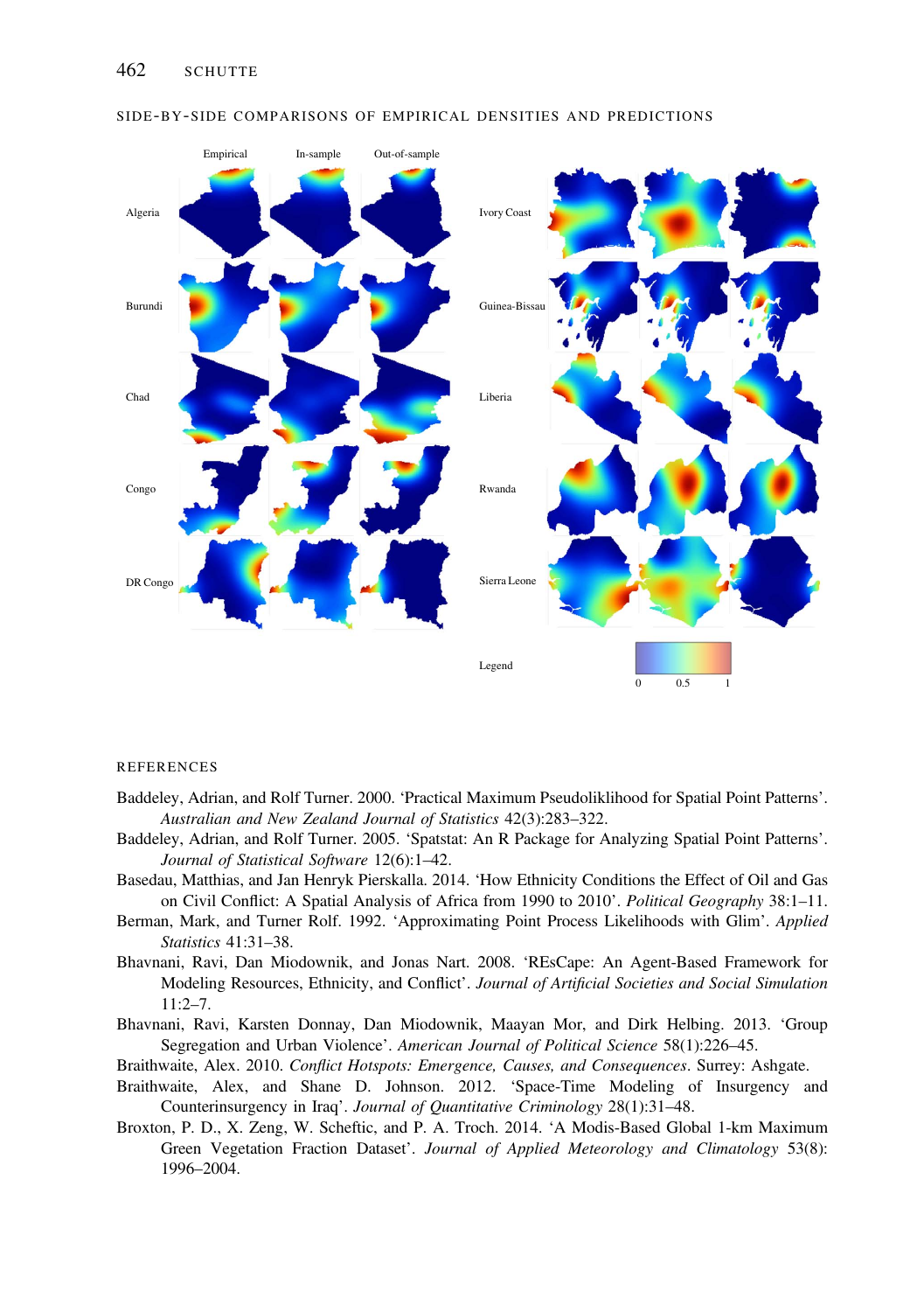SIDE-BY-SIDE COMPARISONS OF EMPIRICAL DENSITIES AND PREDICTIONS

## REFERENCES

Baddeley, Adrian, and Rolf Turner. 2000. 'Practical Maximum Pseudolikhood for Spatial Point Patterns'. *Australian and New Zealand Journal of Statistics* 42(3):283–322.

Baddeley, Adrian, and Rolf Turner. 2005. 'Spatstat: An R Package for Analyzing Spatial Point Patterns'. *Journal of Statistical Software* 12(6):1–42.

Basedau, Matthias, and Jan Henryk Pierskalla. 2014. 'How Ethnicity Conditions the Effect of Oil and Gas on Civil Conflict: A Spatial Analysis of Africa from 1990 to 2010'. *Political Geography* 38:1–11.

Berman, Mark, and Turner Rolf. 1992. 'Approximating Point Process Likelihoods with Glim'. *Applied Statistics* 41:31–38.

Bhavnani, Ravi, Dan Miodownik, and Jonas Nart. 2008. 'REsCape: An Agent-Based Framework for Modeling Resources, Ethnicity, and Conflict'. *Journal of Artificial Societies and Social Simulation* 11:2–7.

Bhavnani, Ravi, Karsten Donnay, Dan Miodownik, Maayan Mor, and Dirk Helbing. 2013. 'Group Segregation and Urban Violence'. *American Journal of Political Science* 58(1):226–45.

Braithwaite, Alex. 2010. *Conflict Hotspots: Emergence, Causes, and Consequences*. Surrey: Ashgate.

Braithwaite, Alex, and Shane D. Johnson. 2012. 'Space-Time Modeling of Insurgency and Counterinsurgency in Iraq'. *Journal of Quantitative Criminology* 28(1):31–48.

Broxton, P. D., X. Zeng, W. Scheftic, and P. A. Troch. 2014. 'A Modis-Based Global 1-km Maximum Green Vegetation Fraction Dataset'. *Journal of Applied Meteorology and Climatology* 53(8): 1996–2004.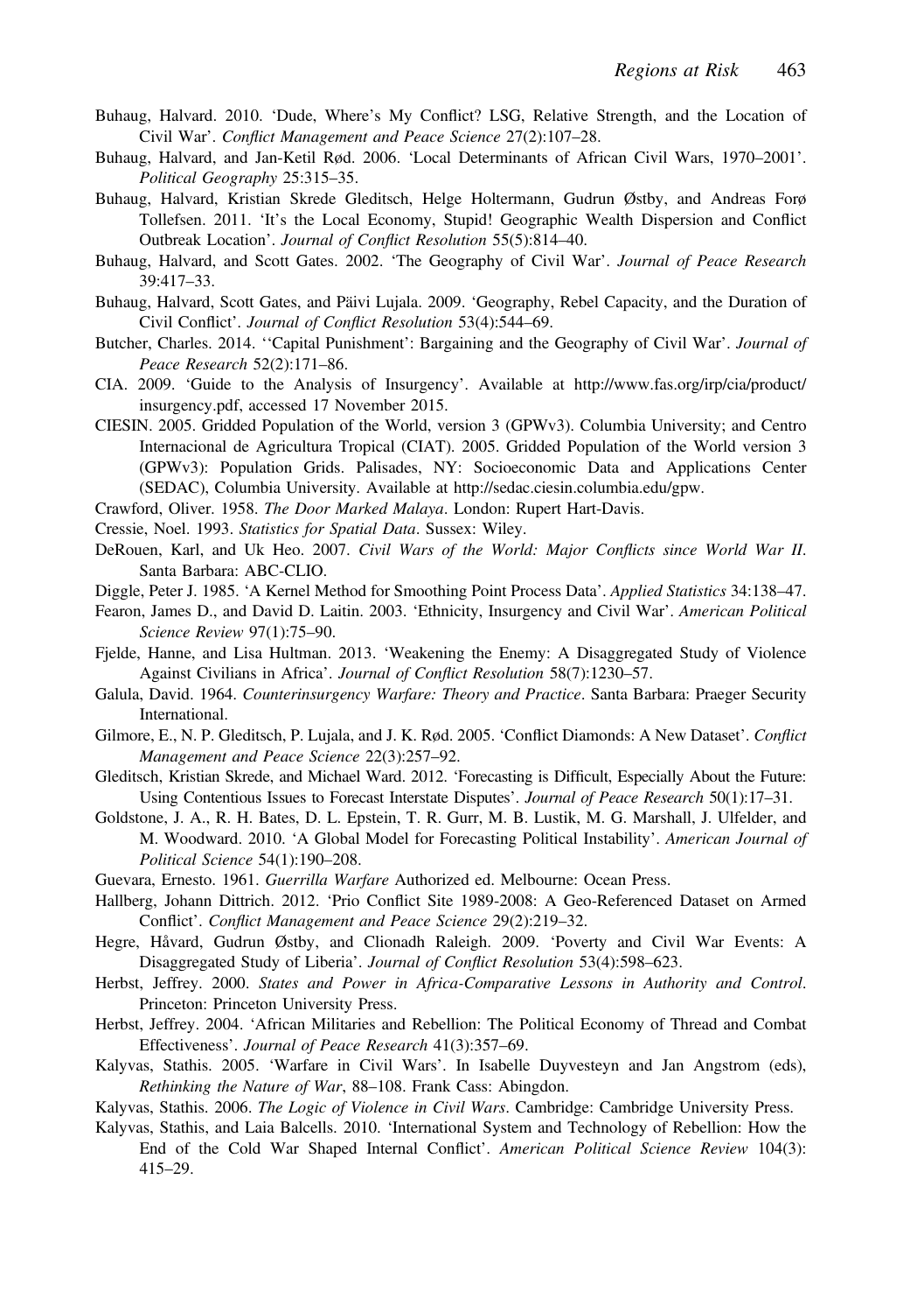Buhaug, Halvard. 2010. 'Dude, Where's My Conflict? LSG, Relative Strength, and the Location of Civil War'. *Conflict Management and Peace Science* 27(2):107–28.

Buhaug, Halvard, and Jan-Ketil Rød. 2006. 'Local Determinants of African Civil Wars, 1970–2001'. *Political Geography* 25:315–35.

Buhaug, Halvard, Kristian Skrede Gleditsch, Helge Holtermann, Gudrun Østby, and Andreas Forø Tollefsen. 2011. 'It's the Local Economy, Stupid! Geographic Wealth Dispersion and Conflict Outbreak Location'. *Journal of Conflict Resolution* 55(5):814–40.

Buhaug, Halvard, and Scott Gates. 2002. 'The Geography of Civil War'. *Journal of Peace Research* 39:417–33.

Buhaug, Halvard, Scott Gates, and Päivi Lujala. 2009. 'Geography, Rebel Capacity, and the Duration of Civil Conflict'. *Journal of Conflict Resolution* 53(4):544–69.

Butcher, Charles. 2014. ''Capital Punishment': Bargaining and the Geography of Civil War'. *Journal of Peace Research* 52(2):171–86.

CIA. 2009. 'Guide to the Analysis of Insurgency'. Available at http://www.fas.org/irp/cia/product/insurgency.pdf, accessed 17 November 2015.

CIESIN. 2005. Gridded Population of the World, version 3 (GPWv3). Columbia University; and Centro Internacional de Agricultura Tropical (CIAT). 2005. Gridded Population of the World version 3 (GPWv3): Population Grids. Palisades, NY: Socioeconomic Data and Applications Center (SEDAC), Columbia University. Available at http://sedac.ciesin.columbia.edu/gpw.

Crawford, Oliver. 1958. *The Door Marked Malaya*. London: Rupert Hart-Davis.

Cressie, Noel. 1993. *Statistics for Spatial Data*. Sussex: Wiley.

DeRouen, Karl, and Uk Heo. 2007. *Civil Wars of the World: Major Conflicts since World War II*. Santa Barbara: ABC-CLIO.

Diggle, Peter J. 1985. 'A Kernel Method for Smoothing Point Process Data'. *Applied Statistics* 34:138–47.

Fearon, James D., and David D. Laitin. 2003. 'Ethnicity, Insurgency and Civil War'. *American Political Science Review* 97(1):75–90.

Fjelde, Hanne, and Lisa Hultman. 2013. 'Weakening the Enemy: A Disaggregated Study of Violence Against Civilians in Africa'. *Journal of Conflict Resolution* 58(7):1230–57.

Galula, David. 1964. *Counterinsurgency Warfare: Theory and Practice*. Santa Barbara: Praeger Security International.

Gilmore, E., N. P. Gleditsch, P. Lujala, and J. K. Rød. 2005. 'Conflict Diamonds: A New Dataset'. *Conflict Management and Peace Science* 22(3):257–92.

Gleditsch, Kristian Skrede, and Michael Ward. 2012. 'Forecasting is Difficult, Especially About the Future: Using Contentious Issues to Forecast Interstate Disputes'. *Journal of Peace Research* 50(1):17–31.

Goldstone, J. A., R. H. Bates, D. L. Epstein, T. R. Gurr, M. B. Lustik, M. G. Marshall, J. Ulfelder, and M. Woodward. 2010. 'A Global Model for Forecasting Political Instability'. *American Journal of Political Science* 54(1):190–208.

Guevara, Ernesto. 1961. *Guerrilla Warfare* Authorized ed. Melbourne: Ocean Press.

Hallberg, Johann Dittrich. 2012. 'Prio Conflict Site 1989-2008: A Geo-Referenced Dataset on Armed Conflict'. *Conflict Management and Peace Science* 29(2):219–32.

Hegre, Håvard, Gudrun Østby, and Clionadh Raleigh. 2009. 'Poverty and Civil War Events: A Disaggregated Study of Liberia'. *Journal of Conflict Resolution* 53(4):598–623.

Herbst, Jeffrey. 2000. *States and Power in Africa-Comparative Lessons in Authority and Control*. Princeton: Princeton University Press.

Herbst, Jeffrey. 2004. 'African Militaries and Rebellion: The Political Economy of Thread and Combat Effectiveness'. *Journal of Peace Research* 41(3):357–69.

Kalyvas, Stathis. 2005. 'Warfare in Civil Wars'. In Isabelle Duyvesteyn and Jan Angstrom (eds), *Rethinking the Nature of War*, 88–108. Frank Cass: Abingdon.

Kalyvas, Stathis. 2006. *The Logic of Violence in Civil Wars*. Cambridge: Cambridge University Press.

Kalyvas, Stathis, and Laia Balcells. 2010. 'International System and Technology of Rebellion: How the End of the Cold War Shaped Internal Conflict'. *American Political Science Review* 104(3): 415–29.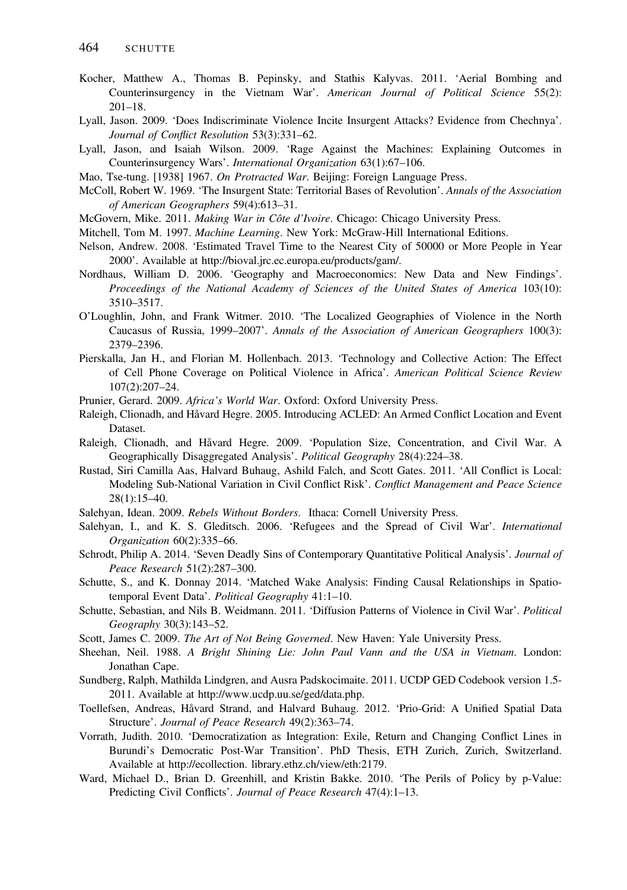Kocher, Matthew A., Thomas B. Pepinsky, and Stathis Kalyvas. 2011. 'Aerial Bombing and Counterinsurgency in the Vietnam War'. *American Journal of Political Science* 55(2): 201–18.

Lyall, Jason. 2009. 'Does Indiscriminate Violence Incite Insurgent Attacks? Evidence from Chechnya'. *Journal of Conflict Resolution* 53(3):331–62.

Lyall, Jason, and Isaiah Wilson. 2009. 'Rage Against the Machines: Explaining Outcomes in Counterinsurgency Wars'. *International Organization* 63(1):67–106.

Mao, Tse-tung. [1938] 1967. *On Protracted War*. Beijing: Foreign Language Press.

McColl, Robert W. 1969. 'The Insurgent State: Territorial Bases of Revolution'. *Annals of the Association of American Geographers* 59(4):613–31.

McGovern, Mike. 2011. *Making War in Côte d'Ivoire*. Chicago: Chicago University Press.

Mitchell, Tom M. 1997. *Machine Learning*. New York: McGraw-Hill International Editions.

Nelson, Andrew. 2008. 'Estimated Travel Time to the Nearest City of 50000 or More People in Year 2000'. Available at http://bioval.jrc.ec.europa.eu/products/gam/.

Nordhaus, William D. 2006. 'Geography and Macroeconomics: New Data and New Findings'. *Proceedings of the National Academy of Sciences of the United States of America* 103(10): 3510–3517.

O'Loughlin, John, and Frank Witmer. 2010. 'The Localized Geographies of Violence in the North Caucasus of Russia, 1999–2007'. *Annals of the Association of American Geographers* 100(3): 2379–2396.

Pierskalla, Jan H., and Florian M. Hollenbach. 2013. 'Technology and Collective Action: The Effect of Cell Phone Coverage on Political Violence in Africa'. *American Political Science Review* 107(2):207–24.

Prunier, Gerard. 2009. *Africa's World War*. Oxford: Oxford University Press.

Raleigh, Clionadh, and Håvard Hegre. 2005. Introducing ACLED: An Armed Conflict Location and Event Dataset.

Raleigh, Clionadh, and Håvard Hegre. 2009. 'Population Size, Concentration, and Civil War. A Geographically Disaggregated Analysis'. *Political Geography* 28(4):224–38.

Rustad, Siri Camilla Aas, Halvard Buhaug, Ashild Falch, and Scott Gates. 2011. 'All Conflict is Local: Modeling Sub-National Variation in Civil Conflict Risk'. *Conflict Management and Peace Science* 28(1):15–40.

Salehyan, Idean. 2009. *Rebels Without Borders*. Ithaca: Cornell University Press.

Salehyan, I., and K. S. Gleditsch. 2006. 'Refugees and the Spread of Civil War'. *International Organization* 60(2):335–66.

Schrodt, Philip A. 2014. 'Seven Deadly Sins of Contemporary Quantitative Political Analysis'. *Journal of Peace Research* 51(2):287–300.

Schutte, S., and K. Donnay 2014. 'Matched Wake Analysis: Finding Causal Relationships in Spatio-temporal Event Data'. *Political Geography* 41:1–10.

Schutte, Sebastian, and Nils B. Weidmann. 2011. 'Diffusion Patterns of Violence in Civil War'. *Political Geography* 30(3):143–52.

Scott, James C. 2009. *The Art of Not Being Governed*. New Haven: Yale University Press.

Sheehan, Neil. 1988. *A Bright Shining Lie: John Paul Vann and the USA in Vietnam*. London: Jonathan Cape.

Sundberg, Ralph, Mathilda Lindgren, and Ausra Padskocimaite. 2011. UCDP GED Codebook version 1.5-2011. Available at http://www.ucdp.uu.se/ged/data.php.

Toellefsen, Andreas, Håvard Strand, and Halvard Buhaug. 2012. 'Prio-Grid: A Unified Spatial Data Structure'. *Journal of Peace Research* 49(2):363–74.

Vorrath, Judith. 2010. 'Democratization as Integration: Exile, Return and Changing Conflict Lines in Burundi's Democratic Post-War Transition'. PhD Thesis, ETH Zurich, Zurich, Switzerland. Available at http://ecollection. library.ethz.ch/view/eth:2179.

Ward, Michael D., Brian D. Greenhill, and Kristin Bakke. 2010. 'The Perils of Policy by p-Value: Predicting Civil Conflicts'. *Journal of Peace Research* 47(4):1–13.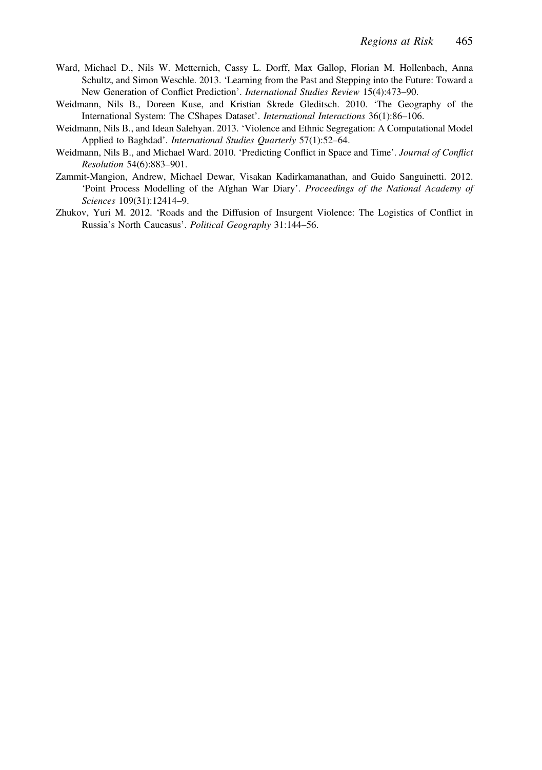Ward, Michael D., Nils W. Metternich, Cassy L. Dorff, Max Gallop, Florian M. Hollenbach, Anna Schultz, and Simon Weschle. 2013. 'Learning from the Past and Stepping into the Future: Toward a New Generation of Conflict Prediction'. *International Studies Review* 15(4):473–90.

Weidmann, Nils B., Doreen Kuse, and Kristian Skrede Gleditsch. 2010. 'The Geography of the International System: The CShapes Dataset'. *International Interactions* 36(1):86–106.

Weidmann, Nils B., and Idean Salehyan. 2013. 'Violence and Ethnic Segregation: A Computational Model Applied to Baghdad'. *International Studies Quarterly* 57(1):52–64.

Weidmann, Nils B., and Michael Ward. 2010. 'Predicting Conflict in Space and Time'. *Journal of Conflict Resolution* 54(6):883–901.

Zammit-Mangion, Andrew, Michael Dewar, Visakan Kadirkamanathan, and Guido Sanguinetti. 2012. 'Point Process Modelling of the Afghan War Diary'. *Proceedings of the National Academy of Sciences* 109(31):12414–9.

Zhukov, Yuri M. 2012. 'Roads and the Diffusion of Insurgent Violence: The Logistics of Conflict in Russia's North Caucasus'. *Political Geography* 31:144–56.